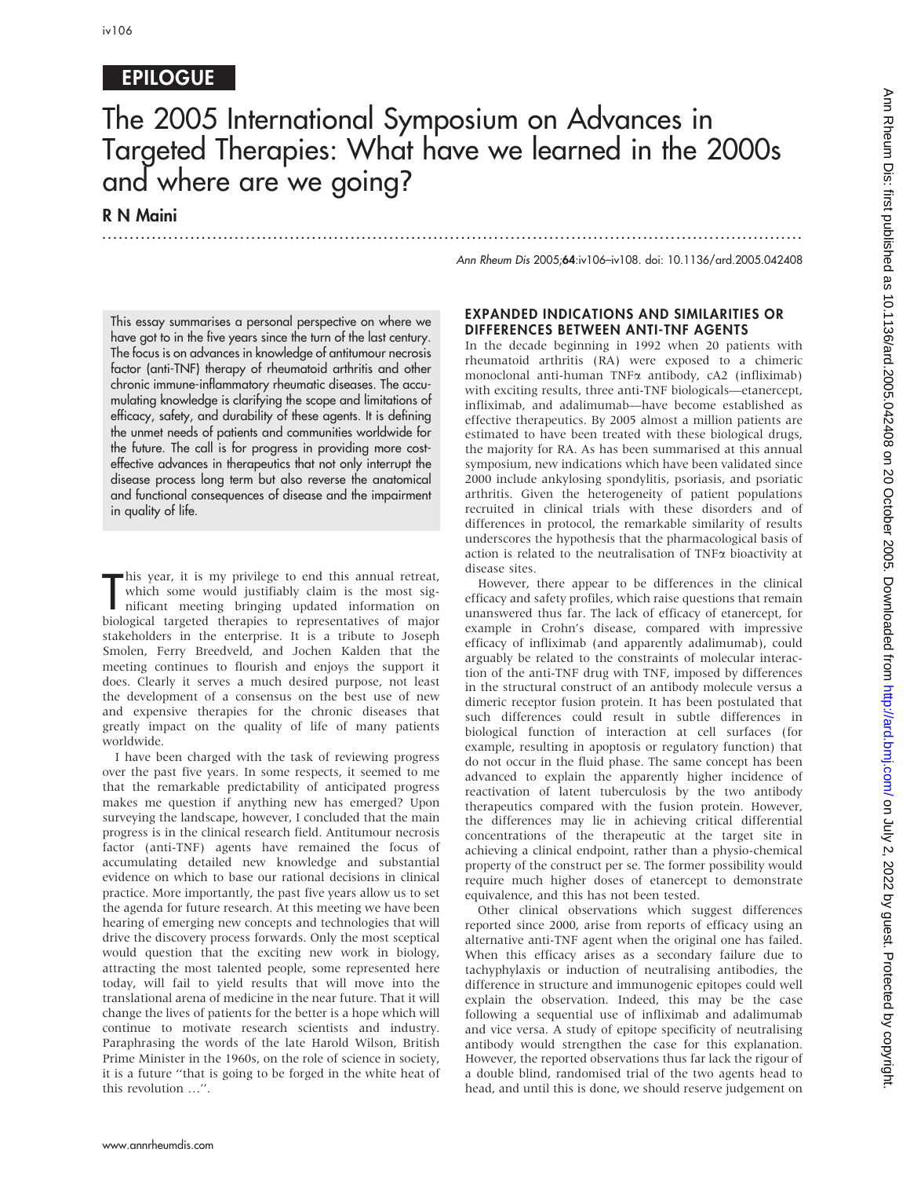EPILOGUE

# The 2005 International Symposium on Advances in Targeted Therapies: What have we learned in the 2000s and where are we going?

**R N Maini**

This essay summarises a personal perspective on where we have got to in the five years since the turn of the last century. The focus is on advances in knowledge of antitumour necrosis factor (anti-TNF) therapy of rheumatoid arthritis and other chronic immune-inflammatory rheumatic diseases. The accumulating knowledge is clarifying the scope and limitations of efficacy, safety, and durability of these agents. It is defining the unmet needs of patients and communities worldwide for the future. The call is for progress in providing more cost-effective advances in therapeutics that not only interrupt the disease process long term but also reverse the anatomical and functional consequences of disease and the impairment in quality of life.

This year, it is my privilege to end this annual retreat, which some would justifiably claim is the most significant meeting bringing updated information on biological targeted therapies to representatives of major stakeholders in the enterprise. It is a tribute to Joseph Smolen, Ferry Breedveld, and Jochen Kalden that the meeting continues to flourish and enjoys the support it does. Clearly it serves a much desired purpose, not least the development of a consensus on the best use of new and expensive therapies for the chronic diseases that greatly impact on the quality of life of many patients worldwide.

I have been charged with the task of reviewing progress over the past five years. In some respects, it seemed to me that the remarkable predictability of anticipated progress makes me question if anything new has emerged? Upon surveying the landscape, however, I concluded that the main progress is in the clinical research field. Antitumour necrosis factor (anti-TNF) agents have remained the focus of accumulating detailed new knowledge and substantial evidence on which to base our rational decisions in clinical practice. More importantly, the past five years allow us to set the agenda for future research. At this meeting we have been hearing of emerging new concepts and technologies that will drive the discovery process forwards. Only the most sceptical would question that the exciting new work in biology, attracting the most talented people, some represented here today, will fail to yield results that will move into the translational arena of medicine in the near future. That it will change the lives of patients for the better is a hope which will continue to motivate research scientists and industry. Paraphrasing the words of the late Harold Wilson, British Prime Minister in the 1960s, on the role of science in society, it is a future "that is going to be forged in the white heat of this revolution …".

## EXPANDED INDICATIONS AND SIMILARITIES OR DIFFERENCES BETWEEN ANTI-TNF AGENTS

In the decade beginning in 1992 when 20 patients with rheumatoid arthritis (RA) were exposed to a chimeric monoclonal anti-human TNF$\alpha$ antibody, cA2 (infliximab) with exciting results, three anti-TNF biologicals—etanercept, infliximab, and adalimumab—have become established as effective therapeutics. By 2005 almost a million patients are estimated to have been treated with these biological drugs, the majority for RA. As has been summarised at this annual symposium, new indications which have been validated since 2000 include ankylosing spondylitis, psoriasis, and psoriatic arthritis. Given the heterogeneity of patient populations recruited in clinical trials with these disorders and of differences in protocol, the remarkable similarity of results underscores the hypothesis that the pharmacological basis of action is related to the neutralisation of TNF$\alpha$ bioactivity at disease sites.

However, there appear to be differences in the clinical efficacy and safety profiles, which raise questions that remain unanswered thus far. The lack of efficacy of etanercept, for example in Crohn's disease, compared with impressive efficacy of infliximab (and apparently adalimumab), could arguably be related to the constraints of molecular interaction of the anti-TNF drug with TNF, imposed by differences in the structural construct of an antibody molecule versus a dimeric receptor fusion protein. It has been postulated that such differences could result in subtle differences in biological function of interaction at cell surfaces (for example, resulting in apoptosis or regulatory function) that do not occur in the fluid phase. The same concept has been advanced to explain the apparently higher incidence of reactivation of latent tuberculosis by the two antibody therapeutics compared with the fusion protein. However, the differences may lie in achieving critical differential concentrations of the therapeutic at the target site in achieving a clinical endpoint, rather than a physio-chemical property of the construct per se. The former possibility would require much higher doses of etanercept to demonstrate equivalence, and this has not been tested.

Other clinical observations which suggest differences reported since 2000, arise from reports of efficacy using an alternative anti-TNF agent when the original one has failed. When this efficacy arises as a secondary failure due to tachyphylaxis or induction of neutralising antibodies, the difference in structure and immunogenic epitopes could well explain the observation. Indeed, this may be the case following a sequential use of infliximab and adalimumab and vice versa. A study of epitope specificity of neutralising antibody would strengthen the case for this explanation. However, the reported observations thus far lack the rigour of a double blind, randomised trial of the two agents head to head, and until this is done, we should reserve judgement on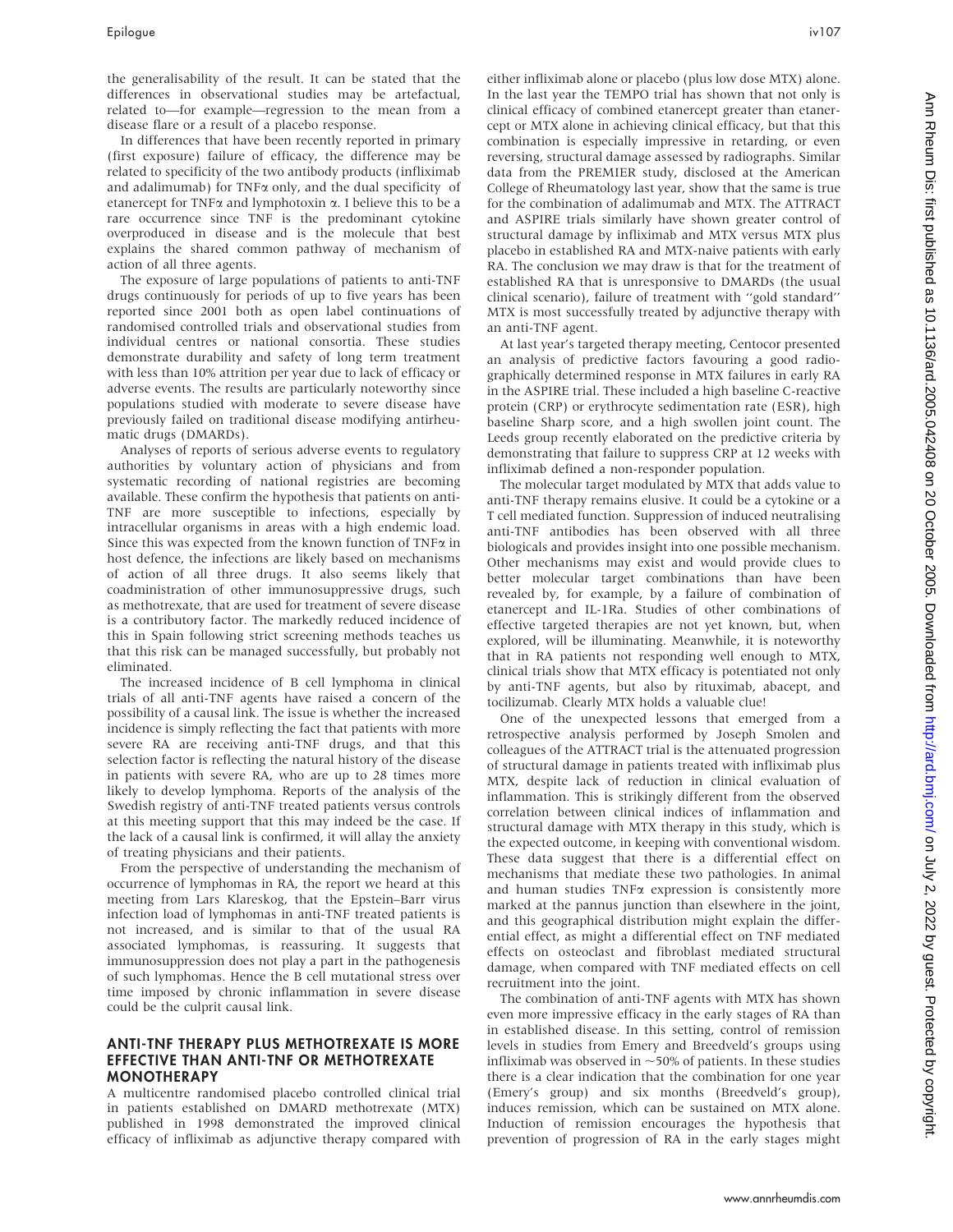the generalisability of the result. It can be stated that the differences in observational studies may be artefactual, related to—for example—regression to the mean from a disease flare or a result of a placebo response.

In differences that have been recently reported in primary (first exposure) failure of efficacy, the difference may be related to specificity of the two antibody products (infliximab and adalimumab) for TNFα only, and the dual specificity of etanercept for TNFα and lymphotoxin α. I believe this to be a rare occurrence since TNF is the predominant cytokine overproduced in disease and is the molecule that best explains the shared common pathway of mechanism of action of all three agents.

The exposure of large populations of patients to anti-TNF drugs continuously for periods of up to five years has been reported since 2001 both as open label continuations of randomised controlled trials and observational studies from individual centres or national consortia. These studies demonstrate durability and safety of long term treatment with less than 10% attrition per year due to lack of efficacy or adverse events. The results are particularly noteworthy since populations studied with moderate to severe disease have previously failed on traditional disease modifying antirheumatic drugs (DMARDs).

Analyses of reports of serious adverse events to regulatory authorities by voluntary action of physicians and from systematic recording of national registries are becoming available. These confirm the hypothesis that patients on anti-TNF are more susceptible to infections, especially by intracellular organisms in areas with a high endemic load. Since this was expected from the known function of TNFα in host defence, the infections are likely based on mechanisms of action of all three drugs. It also seems likely that coadministration of other immunosuppressive drugs, such as methotrexate, that are used for treatment of severe disease is a contributory factor. The markedly reduced incidence of this in Spain following strict screening methods teaches us that this risk can be managed successfully, but probably not eliminated.

The increased incidence of B cell lymphoma in clinical trials of all anti-TNF agents have raised a concern of the possibility of a causal link. The issue is whether the increased incidence is simply reflecting the fact that patients with more severe RA are receiving anti-TNF drugs, and that this selection factor is reflecting the natural history of the disease in patients with severe RA, who are up to 28 times more likely to develop lymphoma. Reports of the analysis of the Swedish registry of anti-TNF treated patients versus controls at this meeting support that this may indeed be the case. If the lack of a causal link is confirmed, it will allay the anxiety of treating physicians and their patients.

From the perspective of understanding the mechanism of occurrence of lymphomas in RA, the report we heard at this meeting from Lars Klareskog, that the Epstein–Barr virus infection load of lymphomas in anti-TNF treated patients is not increased, and is similar to that of the usual RA associated lymphomas, is reassuring. It suggests that immunosuppression does not play a part in the pathogenesis of such lymphomas. Hence the B cell mutational stress over time imposed by chronic inflammation in severe disease could be the culprit causal link.

## ANTI-TNF THERAPY PLUS METHOTREXATE IS MORE EFFECTIVE THAN ANTI-TNF OR METHOTREXATE MONOTHERAPY

A multicentre randomised placebo controlled clinical trial in patients established on DMARD methotrexate (MTX) published in 1998 demonstrated the improved clinical efficacy of infliximab as adjunctive therapy compared with either infliximab alone or placebo (plus low dose MTX) alone. In the last year the TEMPO trial has shown that not only is clinical efficacy of combined etanercept greater than etanercept or MTX alone in achieving clinical efficacy, but that this combination is especially impressive in retarding, or even reversing, structural damage assessed by radiographs. Similar data from the PREMIER study, disclosed at the American College of Rheumatology last year, show that the same is true for the combination of adalimumab and MTX. The ATTRACT and ASPIRE trials similarly have shown greater control of structural damage by infliximab and MTX versus MTX plus placebo in established RA and MTX-naive patients with early RA. The conclusion we may draw is that for the treatment of established RA that is unresponsive to DMARDs (the usual clinical scenario), failure of treatment with "gold standard" MTX is most successfully treated by adjunctive therapy with an anti-TNF agent.

At last year's targeted therapy meeting, Centocor presented an analysis of predictive factors favouring a good radiographically determined response in MTX failures in early RA in the ASPIRE trial. These included a high baseline C-reactive protein (CRP) or erythrocyte sedimentation rate (ESR), high baseline Sharp score, and a high swollen joint count. The Leeds group recently elaborated on the predictive criteria by demonstrating that failure to suppress CRP at 12 weeks with infliximab defined a non-responder population.

The molecular target modulated by MTX that adds value to anti-TNF therapy remains elusive. It could be a cytokine or a T cell mediated function. Suppression of induced neutralising anti-TNF antibodies has been observed with all three biologicals and provides insight into one possible mechanism. Other mechanisms may exist and would provide clues to better molecular target combinations than have been revealed by, for example, by a failure of combination of etanercept and IL-1Ra. Studies of other combinations of effective targeted therapies are not yet known, but, when explored, will be illuminating. Meanwhile, it is noteworthy that in RA patients not responding well enough to MTX, clinical trials show that MTX efficacy is potentiated not only by anti-TNF agents, but also by rituximab, abacept, and tocilizumab. Clearly MTX holds a valuable clue!

One of the unexpected lessons that emerged from a retrospective analysis performed by Joseph Smolen and colleagues of the ATTRACT trial is the attenuated progression of structural damage in patients treated with infliximab plus MTX, despite lack of reduction in clinical evaluation of inflammation. This is strikingly different from the observed correlation between clinical indices of inflammation and structural damage with MTX therapy in this study, which is the expected outcome, in keeping with conventional wisdom. These data suggest that there is a differential effect on mechanisms that mediate these two pathologies. In animal and human studies TNFα expression is consistently more marked at the pannus junction than elsewhere in the joint, and this geographical distribution might explain the differential effect, as might a differential effect on TNF mediated effects on osteoclast and fibroblast mediated structural damage, when compared with TNF mediated effects on cell recruitment into the joint.

The combination of anti-TNF agents with MTX has shown even more impressive efficacy in the early stages of RA than in established disease. In this setting, control of remission levels in studies from Emery and Breedveld's groups using infliximab was observed in ~50% of patients. In these studies there is a clear indication that the combination for one year (Emery's group) and six months (Breedveld's group), induces remission, which can be sustained on MTX alone. Induction of remission encourages the hypothesis that prevention of progression of RA in the early stages might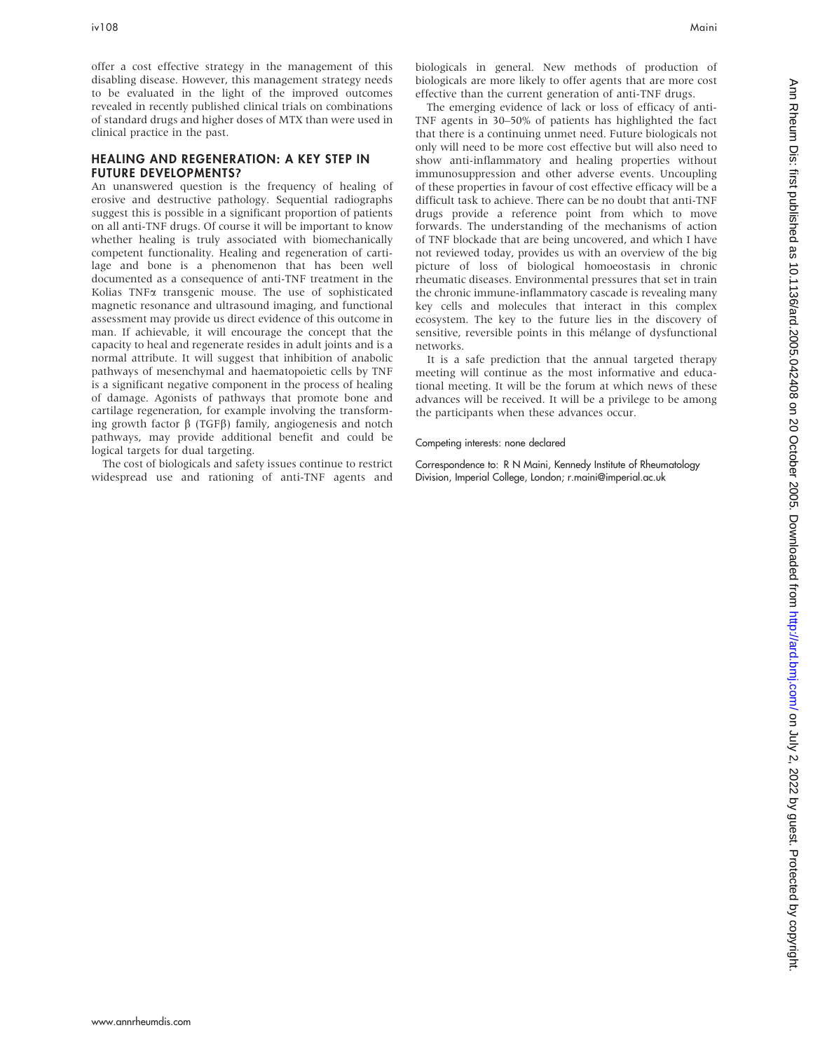offer a cost effective strategy in the management of this disabling disease. However, this management strategy needs to be evaluated in the light of the improved outcomes revealed in recently published clinical trials on combinations of standard drugs and higher doses of MTX than were used in clinical practice in the past.

## HEALING AND REGENERATION: A KEY STEP IN FUTURE DEVELOPMENTS?

An unanswered question is the frequency of healing of erosive and destructive pathology. Sequential radiographs suggest this is possible in a significant proportion of patients on all anti-TNF drugs. Of course it will be important to know whether healing is truly associated with biomechanically competent functionality. Healing and regeneration of cartilage and bone is a phenomenon that has been well documented as a consequence of anti-TNF treatment in the Kolias TNFα transgenic mouse. The use of sophisticated magnetic resonance and ultrasound imaging, and functional assessment may provide us direct evidence of this outcome in man. If achievable, it will encourage the concept that the capacity to heal and regenerate resides in adult joints and is a normal attribute. It will suggest that inhibition of anabolic pathways of mesenchymal and haematopoietic cells by TNF is a significant negative component in the process of healing of damage. Agonists of pathways that promote bone and cartilage regeneration, for example involving the transforming growth factor β (TGFβ) family, angiogenesis and notch pathways, may provide additional benefit and could be logical targets for dual targeting.

The cost of biologicals and safety issues continue to restrict widespread use and rationing of anti-TNF agents and biologicals in general. New methods of production of biologicals are more likely to offer agents that are more cost effective than the current generation of anti-TNF drugs.

The emerging evidence of lack or loss of efficacy of anti-TNF agents in 30–50% of patients has highlighted the fact that there is a continuing unmet need. Future biologicals not only will need to be more cost effective but will also need to show anti-inflammatory and healing properties without immunosuppression and other adverse events. Uncoupling of these properties in favour of cost effective efficacy will be a difficult task to achieve. There can be no doubt that anti-TNF drugs provide a reference point from which to move forwards. The understanding of the mechanisms of action of TNF blockade that are being uncovered, and which I have not reviewed today, provides us with an overview of the big picture of loss of biological homoeostasis in chronic rheumatic diseases. Environmental pressures that set in train the chronic immune-inflammatory cascade is revealing many key cells and molecules that interact in this complex ecosystem. The key to the future lies in the discovery of sensitive, reversible points in this mélange of dysfunctional networks.

It is a safe prediction that the annual targeted therapy meeting will continue as the most informative and educational meeting. It will be the forum at which news of these advances will be received. It will be a privilege to be among the participants when these advances occur.

Competing interests: none declared

Correspondence to: R N Maini, Kennedy Institute of Rheumatology Division, Imperial College, London; r.maini@imperial.ac.uk